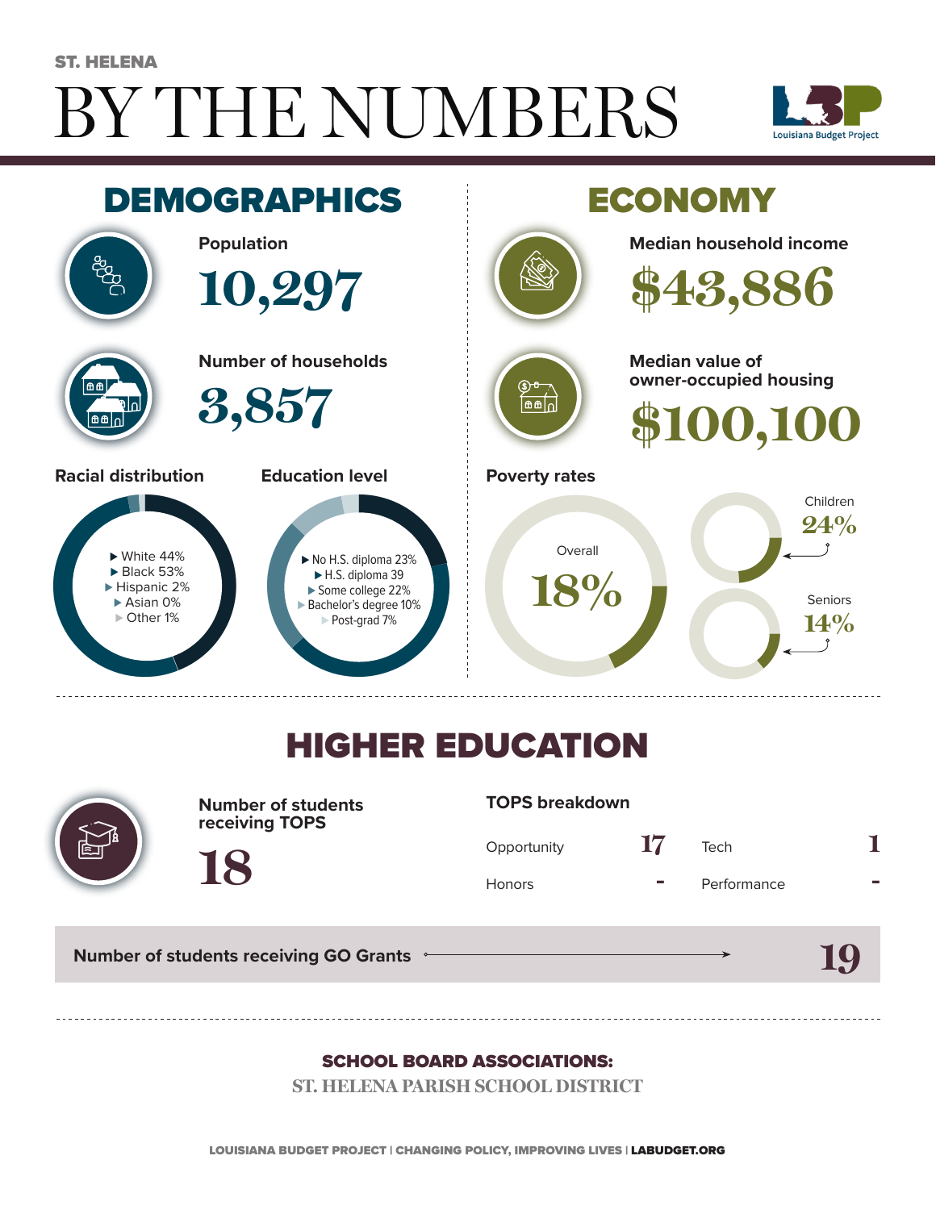ST. HELENA

# BY THE NUMBERS

Louisiana Budget Project

## DEMOGRAPHICS

**Population**

10,297

**Number of households**

3,857

**Racial distribution**

- White 44%
- Black 53%
- Hispanic 2%
- Asian 0%
- Other 1%

**Education level**

- No H.S. diploma 23%
- H.S. diploma 39
- Some college 22%
- Bachelor's degree 10%
- Post-grad 7%

## ECONOMY

**Median household income**

$43,886

**Median value of owner-occupied housing**

$100,100

**Poverty rates**

Overall 18%

Children 24%

Seniors 14%

## HIGHER EDUCATION

**Number of students receiving TOPS**

18

**TOPS breakdown**

| | | | |
|---|---|---|---|
| Opportunity | 17 | Tech | 1 |
| Honors | - | Performance | - |

**Number of students receiving GO Grants** 19

**SCHOOL BOARD ASSOCIATIONS:**

ST. HELENA PARISH SCHOOL DISTRICT

LOUISIANA BUDGET PROJECT | CHANGING POLICY, IMPROVING LIVES | LABUDGET.ORG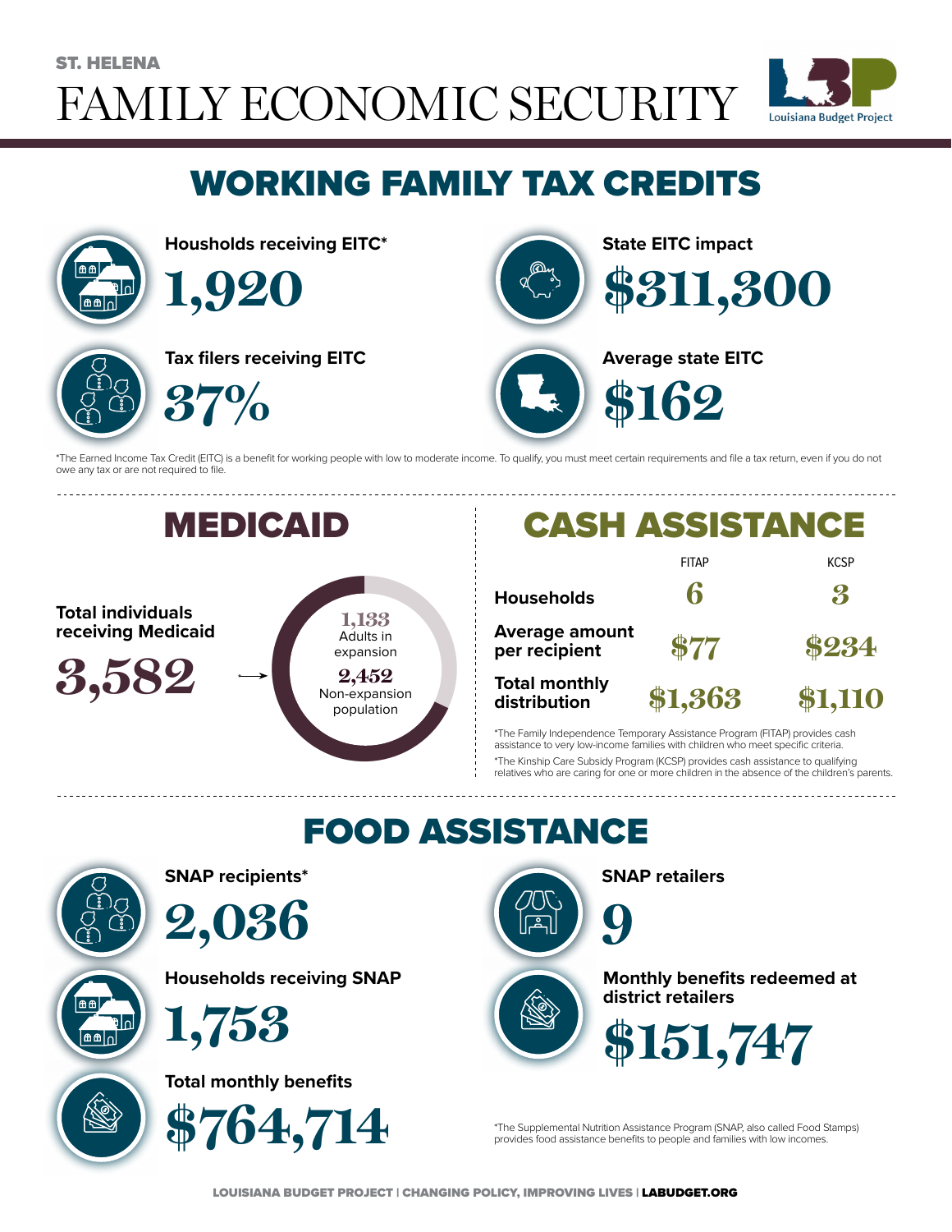ST. HELENA

# FAMILY ECONOMIC SECURITY

Louisiana Budget Project

## WORKING FAMILY TAX CREDITS

**Households receiving EITC***

**1,920**

**Tax filers receiving EITC**

**37%**

**State EITC impact**

**$311,300**

**Average state EITC**

**$162**

*The Earned Income Tax Credit (EITC) is a benefit for working people with low to moderate income. To qualify, you must meet certain requirements and file a tax return, even if you do not owe any tax or are not required to file.

## MEDICAID

**Total individuals receiving Medicaid**

**3,582**

1,133
Adults in expansion

2,452
Non-expansion population

## CASH ASSISTANCE

| | FITAP | KCSP |
|---|---|---|
| **Households** | 6 | 3 |
| **Average amount per recipient** | $77 | $234 |
| **Total monthly distribution** | $1,363 | $1,110 |

*The Family Independence Temporary Assistance Program (FITAP) provides cash assistance to very low-income families with children who meet specific criteria.

*The Kinship Care Subsidy Program (KCSP) provides cash assistance to qualifying relatives who are caring for one or more children in the absence of the children's parents.

## FOOD ASSISTANCE

**SNAP recipients***

**2,036**

**Households receiving SNAP**

**1,753**

**Total monthly benefits**

**$764,714**

**SNAP retailers**

**9**

**Monthly benefits redeemed at district retailers**

**$151,747**

*The Supplemental Nutrition Assistance Program (SNAP, also called Food Stamps) provides food assistance benefits to people and families with low incomes.

LOUISIANA BUDGET PROJECT | CHANGING POLICY, IMPROVING LIVES | **LABUDGET.ORG**